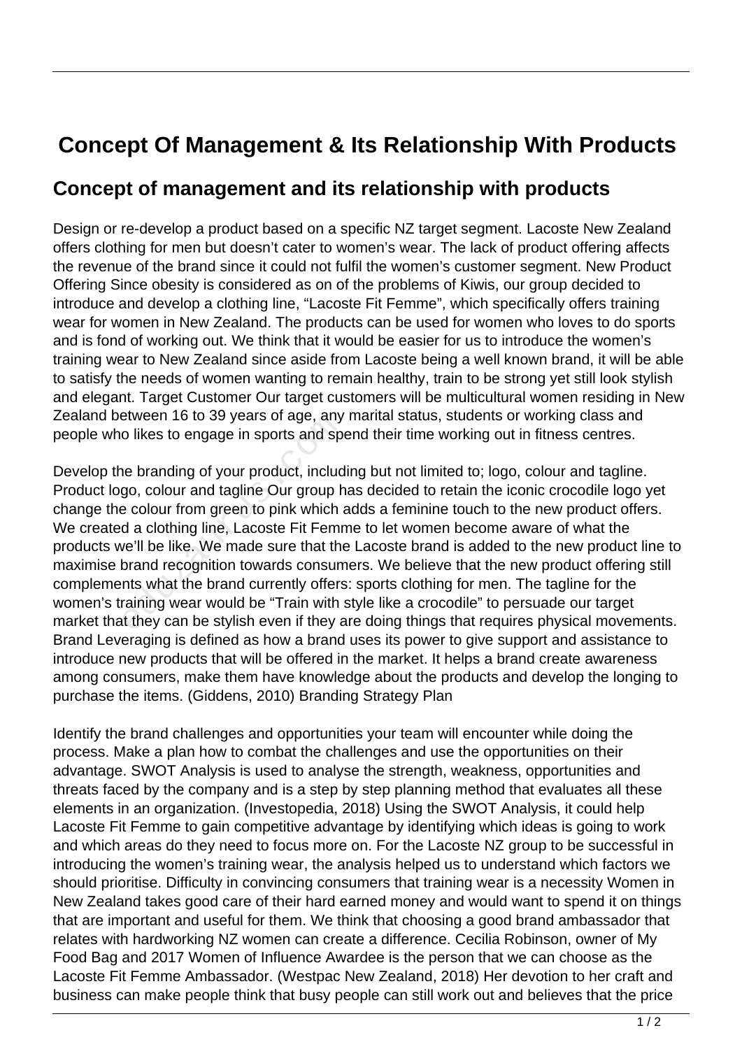# Concept Of Management & Its Relationship With Products

## Concept of management and its relationship with products

Design or re-develop a product based on a specific NZ target segment. Lacoste New Zealand offers clothing for men but doesn't cater to women's wear. The lack of product offering affects the revenue of the brand since it could not fulfil the women's customer segment. New Product Offering Since obesity is considered as on of the problems of Kiwis, our group decided to introduce and develop a clothing line, "Lacoste Fit Femme", which specifically offers training wear for women in New Zealand. The products can be used for women who loves to do sports and is fond of working out. We think that it would be easier for us to introduce the women's training wear to New Zealand since aside from Lacoste being a well known brand, it will be able to satisfy the needs of women wanting to remain healthy, train to be strong yet still look stylish and elegant. Target Customer Our target customers will be multicultural women residing in New Zealand between 16 to 39 years of age, any marital status, students or working class and people who likes to engage in sports and spend their time working out in fitness centres.

Develop the branding of your product, including but not limited to; logo, colour and tagline. Product logo, colour and tagline Our group has decided to retain the iconic crocodile logo yet change the colour from green to pink which adds a feminine touch to the new product offers. We created a clothing line, Lacoste Fit Femme to let women become aware of what the products we'll be like. We made sure that the Lacoste brand is added to the new product line to maximise brand recognition towards consumers. We believe that the new product offering still complements what the brand currently offers: sports clothing for men. The tagline for the women's training wear would be "Train with style like a crocodile" to persuade our target market that they can be stylish even if they are doing things that requires physical movements. Brand Leveraging is defined as how a brand uses its power to give support and assistance to introduce new products that will be offered in the market. It helps a brand create awareness among consumers, make them have knowledge about the products and develop the longing to purchase the items. (Giddens, 2010) Branding Strategy Plan

Identify the brand challenges and opportunities your team will encounter while doing the process. Make a plan how to combat the challenges and use the opportunities on their advantage. SWOT Analysis is used to analyse the strength, weakness, opportunities and threats faced by the company and is a step by step planning method that evaluates all these elements in an organization. (Investopedia, 2018) Using the SWOT Analysis, it could help Lacoste Fit Femme to gain competitive advantage by identifying which ideas is going to work and which areas do they need to focus more on. For the Lacoste NZ group to be successful in introducing the women's training wear, the analysis helped us to understand which factors we should prioritise. Difficulty in convincing consumers that training wear is a necessity Women in New Zealand takes good care of their hard earned money and would want to spend it on things that are important and useful for them. We think that choosing a good brand ambassador that relates with hardworking NZ women can create a difference. Cecilia Robinson, owner of My Food Bag and 2017 Women of Influence Awardee is the person that we can choose as the Lacoste Fit Femme Ambassador. (Westpac New Zealand, 2018) Her devotion to her craft and business can make people think that busy people can still work out and believes that the price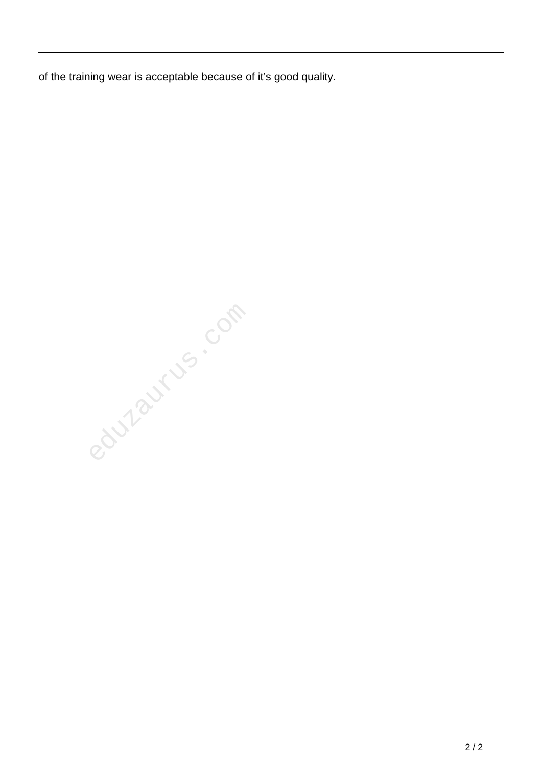of the training wear is acceptable because of it's good quality.